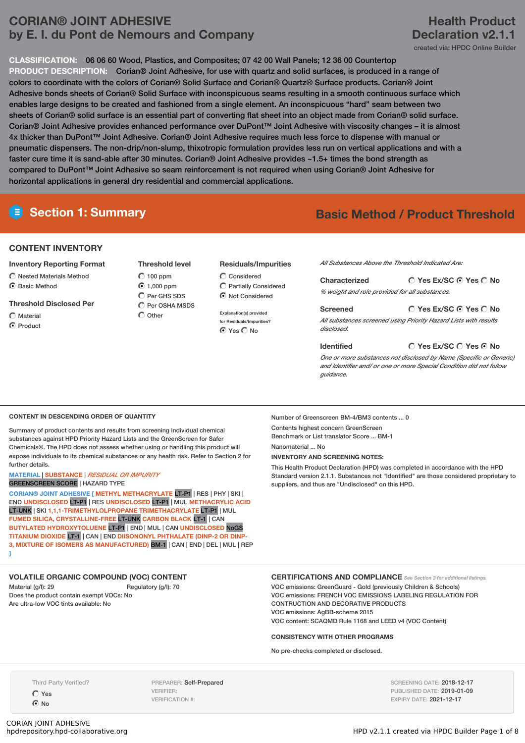# CORIAN® JOINT ADHESIVE
# by E. I. du Pont de Nemours and Company

## Health Product Declaration v2.1.1

created via: HPDC Online Builder

**CLASSIFICATION:** 06 06 60 Wood, Plastics, and Composites; 07 42 00 Wall Panels; 12 36 00 Countertop

**PRODUCT DESCRIPTION:** Corian® Joint Adhesive, for use with quartz and solid surfaces, is produced in a range of colors to coordinate with the colors of Corian® Solid Surface and Corian® Quartz® Surface products. Corian® Joint Adhesive bonds sheets of Corian® Solid Surface with inconspicuous seams resulting in a smooth continuous surface which enables large designs to be created and fashioned from a single element. An inconspicuous "hard" seam between two sheets of Corian® solid surface is an essential part of converting flat sheet into an object made from Corian® solid surface. Corian® Joint Adhesive provides enhanced performance over DuPont™ Joint Adhesive with viscosity changes – it is almost 4x thicker than DuPont™ Joint Adhesive. Corian® Joint Adhesive requires much less force to dispense with manual or pneumatic dispensers. The non-drip/non-slump, thixotropic formulation provides less run on vertical applications and with a faster cure time it is sand-able after 30 minutes. Corian® Joint Adhesive provides ~1.5+ times the bond strength as compared to DuPont™ Joint Adhesive so seam reinforcement is not required when using Corian® Joint Adhesive for horizontal applications in general dry residential and commercial applications.

## Section 1: Summary

**Basic Method / Product Threshold**

### CONTENT INVENTORY

**Inventory Reporting Format**
- ○ Nested Materials Method
- ◉ Basic Method

**Threshold Disclosed Per**
- ○ Material
- ◉ Product

**Threshold level**
- ○ 100 ppm
- ◉ 1,000 ppm
- ○ Per GHS SDS
- ○ Per OSHA MSDS
- ○ Other

**Residuals/Impurities**
- ○ Considered
- ○ Partially Considered
- ◉ Not Considered

Explanation(s) provided for Residuals/Impurities?
◉ Yes ○ No

*All Substances Above the Threshold Indicated Are:*

**Characterized** ○ Yes Ex/SC ◉ Yes ○ No
*% weight and role provided for all substances.*

**Screened** ○ Yes Ex/SC ◉ Yes ○ No
*All substances screened using Priority Hazard Lists with results disclosed.*

**Identified** ○ Yes Ex/SC ○ Yes ◉ No
*One or more substances not disclosed by Name (Specific or Generic) and Identifier and/ or one or more Special Condition did not follow guidance.*

### CONTENT IN DESCENDING ORDER OF QUANTITY

Summary of product contents and results from screening individual chemical substances against HPD Priority Hazard Lists and the GreenScreen for Safer Chemicals®. The HPD does not assess whether using or handling this product will expose individuals to its chemical substances or any health risk. Refer to Section 2 for further details.

MATERIAL | SUBSTANCE | *RESIDUAL OR IMPURITY*
GREENSCREEN SCORE | HAZARD TYPE

CORIAN® JOINT ADHESIVE [ METHYL METHACRYLATE LT-P1 | RES | PHY | SKI | END UNDISCLOSED LT-P1 | RES UNDISCLOSED LT-P1 | MUL METHACRYLIC ACID LT-UNK | SKI 1,1,1-TRIMETHYLOLPROPANE TRIMETHACRYLATE LT-P1 | MUL FUMED SILICA, CRYSTALLINE-FREE LT-UNK CARBON BLACK LT-1 | CAN BUTYLATED HYDROXYTOLUENE LT-P1 | END | MUL | CAN UNDISCLOSED NoGS TITANIUM DIOXIDE LT-1 | CAN | END DIISONONYL PHTHALATE (DINP-2 OR DINP-3, MIXTURE OF ISOMERS AS MANUFACTURED) BM-1 | CAN | END | DEL | MUL | REP ]

Number of Greenscreen BM-4/BM3 contents ... 0

Contents highest concern GreenScreen Benchmark or List translator Score ... BM-1

Nanomaterial ... No

**INVENTORY AND SCREENING NOTES:**

This Health Product Declaration (HPD) was completed in accordance with the HPD Standard version 2.1.1. Substances not "Identified" are those considered proprietary to suppliers, and thus are "Undisclosed" on this HPD.

### VOLATILE ORGANIC COMPOUND (VOC) CONTENT

Material (g/l): 29
Regulatory (g/l): 70
Does the product contain exempt VOCs: No
Are ultra-low VOC tints available: No

### CERTIFICATIONS AND COMPLIANCE

*See Section 3 for additional listings.*

VOC emissions: GreenGuard - Gold (previously Children & Schools)
VOC emissions: FRENCH VOC EMISSIONS LABELING REGULATION FOR CONTRUCTION AND DECORATIVE PRODUCTS
VOC emissions: AgBB-scheme 2015
VOC content: SCAQMD Rule 1168 and LEED v4 (VOC Content)

### CONSISTENCY WITH OTHER PROGRAMS

No pre-checks completed or disclosed.

Third Party Verified?
- ○ Yes
- ◉ No

PREPARER: Self-Prepared
VERIFIER:
VERIFICATION #:

SCREENING DATE: 2018-12-17
PUBLISHED DATE: 2019-01-09
EXPIRY DATE: 2021-12-17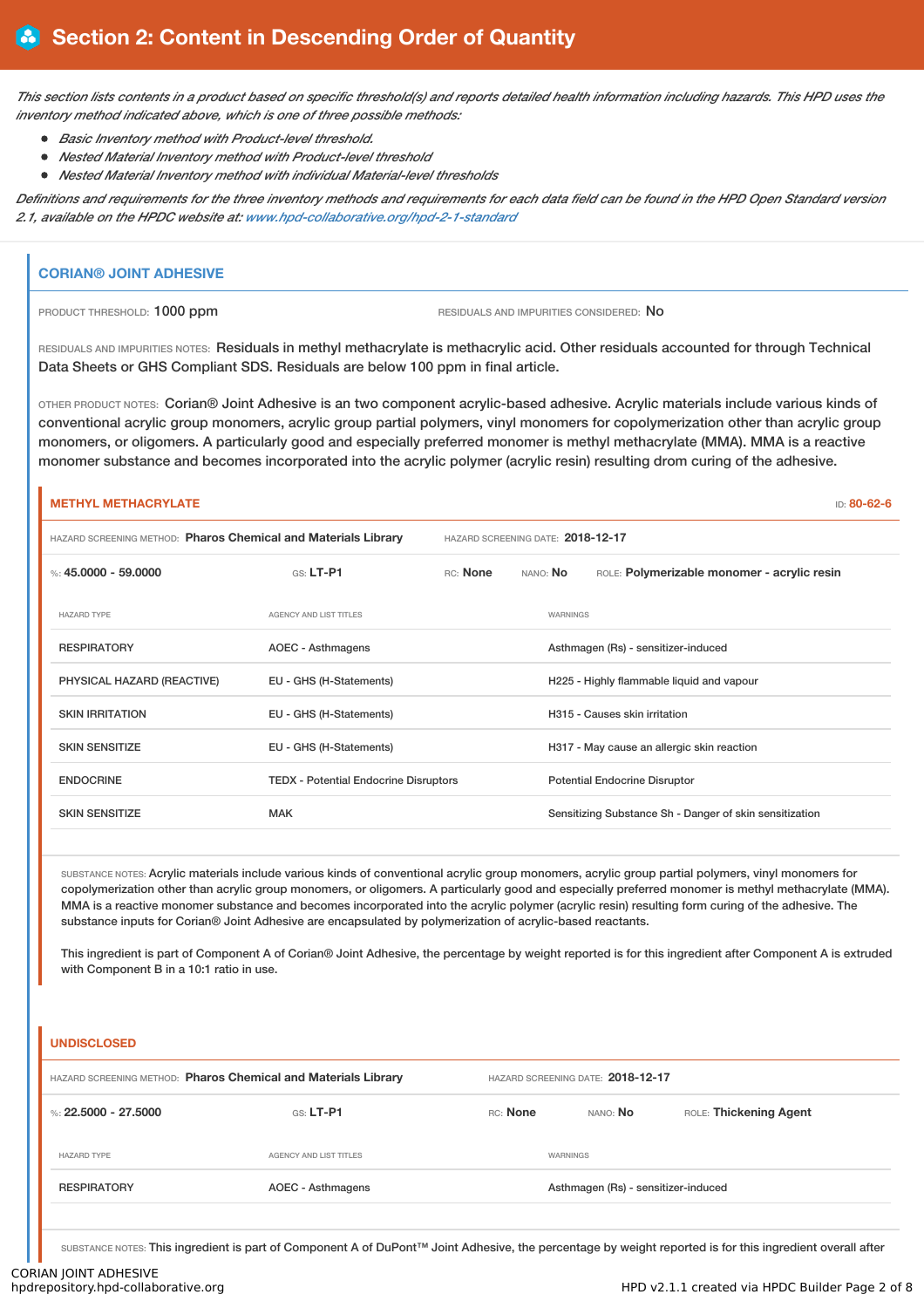## Section 2: Content in Descending Order of Quantity

*This section lists contents in a product based on specific threshold(s) and reports detailed health information including hazards. This HPD uses the inventory method indicated above, which is one of three possible methods:*

- *Basic Inventory method with Product-level threshold.*
- *Nested Material Inventory method with Product-level threshold*
- *Nested Material Inventory method with individual Material-level thresholds*

*Definitions and requirements for the three inventory methods and requirements for each data field can be found in the HPD Open Standard version 2.1, available on the HPDC website at: www.hpd-collaborative.org/hpd-2-1-standard*

### CORIAN® JOINT ADHESIVE

PRODUCT THRESHOLD: 1000 ppm

RESIDUALS AND IMPURITIES CONSIDERED: No

RESIDUALS AND IMPURITIES NOTES: Residuals in methyl methacrylate is methacrylic acid. Other residuals accounted for through Technical Data Sheets or GHS Compliant SDS. Residuals are below 100 ppm in final article.

OTHER PRODUCT NOTES: Corian® Joint Adhesive is an two component acrylic-based adhesive. Acrylic materials include various kinds of conventional acrylic group monomers, acrylic group partial polymers, vinyl monomers for copolymerization other than acrylic group monomers, or oligomers. A particularly good and especially preferred monomer is methyl methacrylate (MMA). MMA is a reactive monomer substance and becomes incorporated into the acrylic polymer (acrylic resin) resulting drom curing of the adhesive.

#### METHYL METHACRYLATE

ID: 80-62-6

HAZARD SCREENING METHOD: Pharos Chemical and Materials Library

HAZARD SCREENING DATE: 2018-12-17

%: 45.0000 - 59.0000 | GS: LT-P1 | RC: None | NANO: No | ROLE: Polymerizable monomer - acrylic resin

| HAZARD TYPE | AGENCY AND LIST TITLES | WARNINGS |
|---|---|---|
| RESPIRATORY | AOEC - Asthmagens | Asthmagen (Rs) - sensitizer-induced |
| PHYSICAL HAZARD (REACTIVE) | EU - GHS (H-Statements) | H225 - Highly flammable liquid and vapour |
| SKIN IRRITATION | EU - GHS (H-Statements) | H315 - Causes skin irritation |
| SKIN SENSITIZE | EU - GHS (H-Statements) | H317 - May cause an allergic skin reaction |
| ENDOCRINE | TEDX - Potential Endocrine Disruptors | Potential Endocrine Disruptor |
| SKIN SENSITIZE | MAK | Sensitizing Substance Sh - Danger of skin sensitization |

SUBSTANCE NOTES: Acrylic materials include various kinds of conventional acrylic group monomers, acrylic group partial polymers, vinyl monomers for copolymerization other than acrylic group monomers, or oligomers. A particularly good and especially preferred monomer is methyl methacrylate (MMA). MMA is a reactive monomer substance and becomes incorporated into the acrylic polymer (acrylic resin) resulting form curing of the adhesive. The substance inputs for Corian® Joint Adhesive are encapsulated by polymerization of acrylic-based reactants.

This ingredient is part of Component A of Corian® Joint Adhesive, the percentage by weight reported is for this ingredient after Component A is extruded with Component B in a 10:1 ratio in use.

#### UNDISCLOSED

HAZARD SCREENING METHOD: Pharos Chemical and Materials Library

HAZARD SCREENING DATE: 2018-12-17

%: 22.5000 - 27.5000 | GS: LT-P1 | RC: None | NANO: No | ROLE: Thickening Agent

| HAZARD TYPE | AGENCY AND LIST TITLES | WARNINGS |
|---|---|---|
| RESPIRATORY | AOEC - Asthmagens | Asthmagen (Rs) - sensitizer-induced |

SUBSTANCE NOTES: This ingredient is part of Component A of DuPont™ Joint Adhesive, the percentage by weight reported is for this ingredient overall after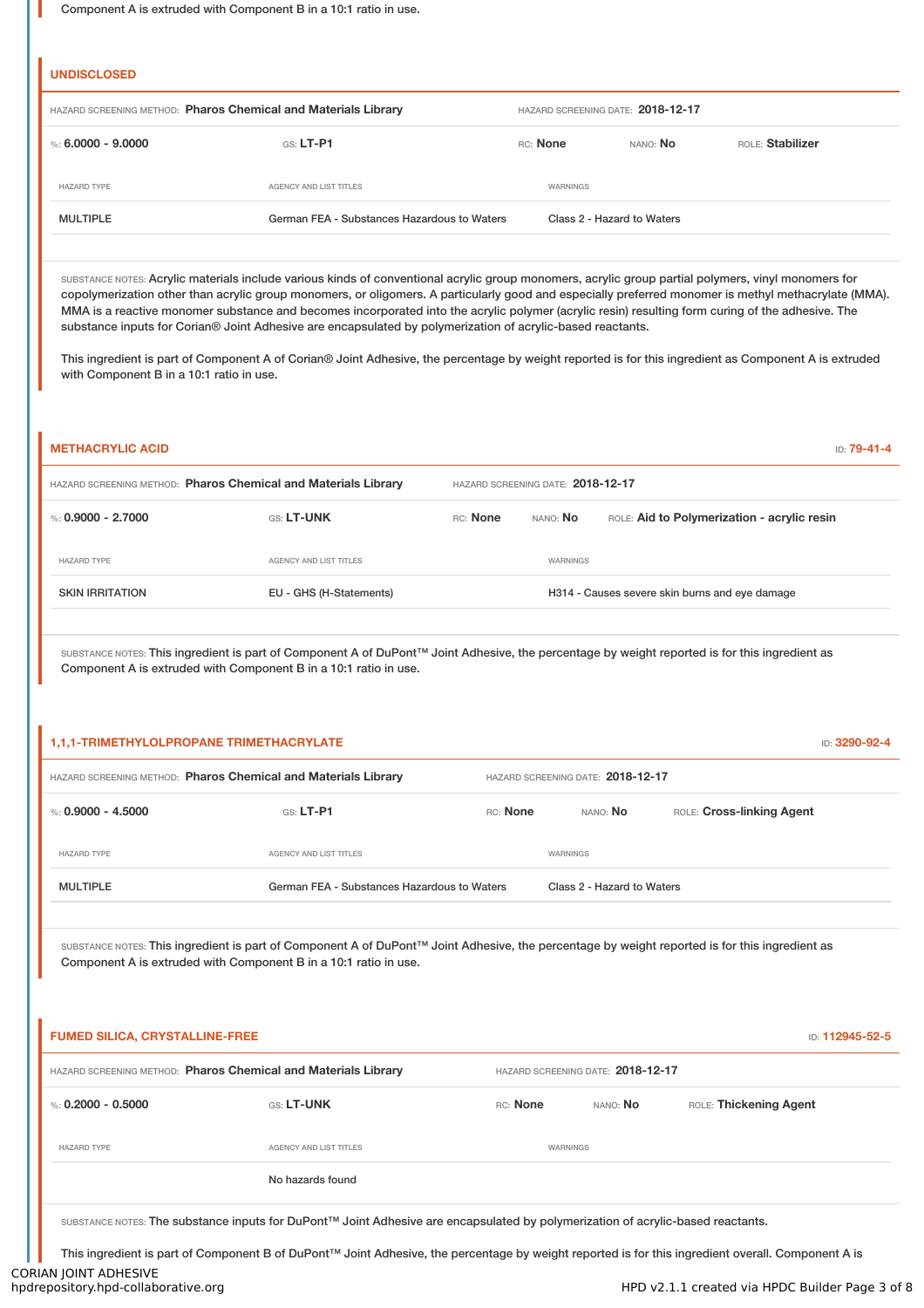Component A is extruded with Component B in a 10:1 ratio in use.

## UNDISCLOSED

HAZARD SCREENING METHOD: **Pharos Chemical and Materials Library** HAZARD SCREENING DATE: **2018-12-17**

%: **6.0000 - 9.0000** GS: **LT-P1** RC: **None** NANO: **No** ROLE: **Stabilizer**

| HAZARD TYPE | AGENCY AND LIST TITLES | WARNINGS |
|---|---|---|
| MULTIPLE | German FEA - Substances Hazardous to Waters | Class 2 - Hazard to Waters |

SUBSTANCE NOTES: Acrylic materials include various kinds of conventional acrylic group monomers, acrylic group partial polymers, vinyl monomers for copolymerization other than acrylic group monomers, or oligomers. A particularly good and especially preferred monomer is methyl methacrylate (MMA). MMA is a reactive monomer substance and becomes incorporated into the acrylic polymer (acrylic resin) resulting form curing of the adhesive. The substance inputs for Corian® Joint Adhesive are encapsulated by polymerization of acrylic-based reactants.

This ingredient is part of Component A of Corian® Joint Adhesive, the percentage by weight reported is for this ingredient as Component A is extruded with Component B in a 10:1 ratio in use.

## METHACRYLIC ACID

ID: **79-41-4**

HAZARD SCREENING METHOD: **Pharos Chemical and Materials Library** HAZARD SCREENING DATE: **2018-12-17**

%: **0.9000 - 2.7000** GS: **LT-UNK** RC: **None** NANO: **No** ROLE: **Aid to Polymerization - acrylic resin**

| HAZARD TYPE | AGENCY AND LIST TITLES | WARNINGS |
|---|---|---|
| SKIN IRRITATION | EU - GHS (H-Statements) | H314 - Causes severe skin burns and eye damage |

SUBSTANCE NOTES: This ingredient is part of Component A of DuPont™ Joint Adhesive, the percentage by weight reported is for this ingredient as Component A is extruded with Component B in a 10:1 ratio in use.

## 1,1,1-TRIMETHYLOLPROPANE TRIMETHACRYLATE

ID: **3290-92-4**

HAZARD SCREENING METHOD: **Pharos Chemical and Materials Library** HAZARD SCREENING DATE: **2018-12-17**

%: **0.9000 - 4.5000** GS: **LT-P1** RC: **None** NANO: **No** ROLE: **Cross-linking Agent**

| HAZARD TYPE | AGENCY AND LIST TITLES | WARNINGS |
|---|---|---|
| MULTIPLE | German FEA - Substances Hazardous to Waters | Class 2 - Hazard to Waters |

SUBSTANCE NOTES: This ingredient is part of Component A of DuPont™ Joint Adhesive, the percentage by weight reported is for this ingredient as Component A is extruded with Component B in a 10:1 ratio in use.

## FUMED SILICA, CRYSTALLINE-FREE

ID: **112945-52-5**

HAZARD SCREENING METHOD: **Pharos Chemical and Materials Library** HAZARD SCREENING DATE: **2018-12-17**

%: **0.2000 - 0.5000** GS: **LT-UNK** RC: **None** NANO: **No** ROLE: **Thickening Agent**

| HAZARD TYPE | AGENCY AND LIST TITLES | WARNINGS |
|---|---|---|
| | No hazards found | |

SUBSTANCE NOTES: The substance inputs for DuPont™ Joint Adhesive are encapsulated by polymerization of acrylic-based reactants.

This ingredient is part of Component B of DuPont™ Joint Adhesive, the percentage by weight reported is for this ingredient overall. Component A is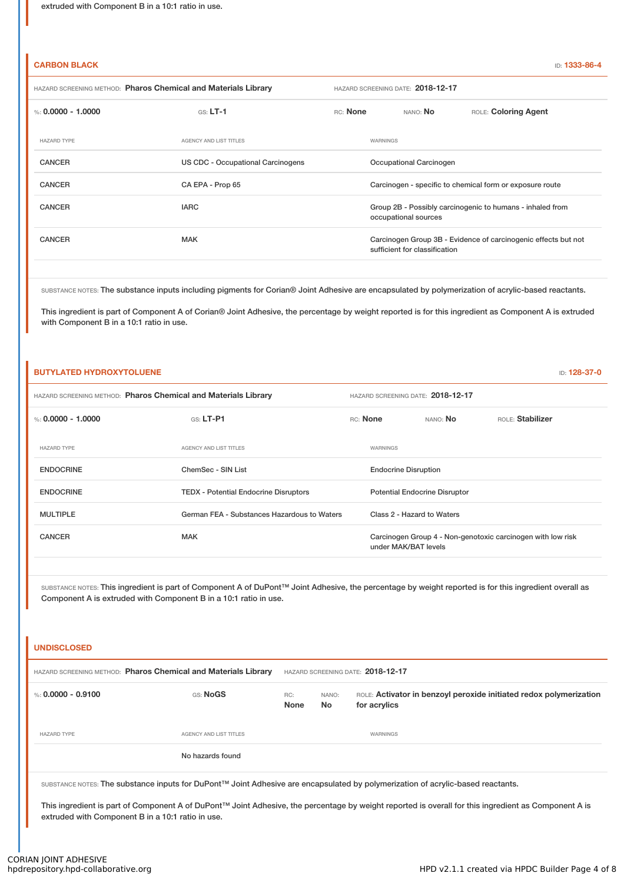extruded with Component B in a 10:1 ratio in use.

### CARBON BLACK

ID: 1333-86-4

HAZARD SCREENING METHOD: **Pharos Chemical and Materials Library** HAZARD SCREENING DATE: **2018-12-17**

%: **0.0000 - 1.0000** GS: **LT-1** RC: **None** NANO: **No** ROLE: **Coloring Agent**

| HAZARD TYPE | AGENCY AND LIST TITLES | WARNINGS |
|---|---|---|
| CANCER | US CDC - Occupational Carcinogens | Occupational Carcinogen |
| CANCER | CA EPA - Prop 65 | Carcinogen - specific to chemical form or exposure route |
| CANCER | IARC | Group 2B - Possibly carcinogenic to humans - inhaled from occupational sources |
| CANCER | MAK | Carcinogen Group 3B - Evidence of carcinogenic effects but not sufficient for classification |

SUBSTANCE NOTES: The substance inputs including pigments for Corian® Joint Adhesive are encapsulated by polymerization of acrylic-based reactants.

This ingredient is part of Component A of Corian® Joint Adhesive, the percentage by weight reported is for this ingredient as Component A is extruded with Component B in a 10:1 ratio in use.

### BUTYLATED HYDROXYTOLUENE

ID: 128-37-0

HAZARD SCREENING METHOD: **Pharos Chemical and Materials Library** HAZARD SCREENING DATE: **2018-12-17**

%: **0.0000 - 1.0000** GS: **LT-P1** RC: **None** NANO: **No** ROLE: **Stabilizer**

| HAZARD TYPE | AGENCY AND LIST TITLES | WARNINGS |
|---|---|---|
| ENDOCRINE | ChemSec - SIN List | Endocrine Disruption |
| ENDOCRINE | TEDX - Potential Endocrine Disruptors | Potential Endocrine Disruptor |
| MULTIPLE | German FEA - Substances Hazardous to Waters | Class 2 - Hazard to Waters |
| CANCER | MAK | Carcinogen Group 4 - Non-genotoxic carcinogen with low risk under MAK/BAT levels |

SUBSTANCE NOTES: This ingredient is part of Component A of DuPont™ Joint Adhesive, the percentage by weight reported is for this ingredient overall as Component A is extruded with Component B in a 10:1 ratio in use.

### UNDISCLOSED

HAZARD SCREENING METHOD: **Pharos Chemical and Materials Library** HAZARD SCREENING DATE: **2018-12-17**

%: **0.0000 - 0.9100** GS: **NoGS** RC: **None** NANO: **No** ROLE: **Activator in benzoyl peroxide initiated redox polymerization for acrylics**

| HAZARD TYPE | AGENCY AND LIST TITLES | WARNINGS |
|---|---|---|
| | No hazards found | |

SUBSTANCE NOTES: The substance inputs for DuPont™ Joint Adhesive are encapsulated by polymerization of acrylic-based reactants.

This ingredient is part of Component A of DuPont™ Joint Adhesive, the percentage by weight reported is overall for this ingredient as Component A is extruded with Component B in a 10:1 ratio in use.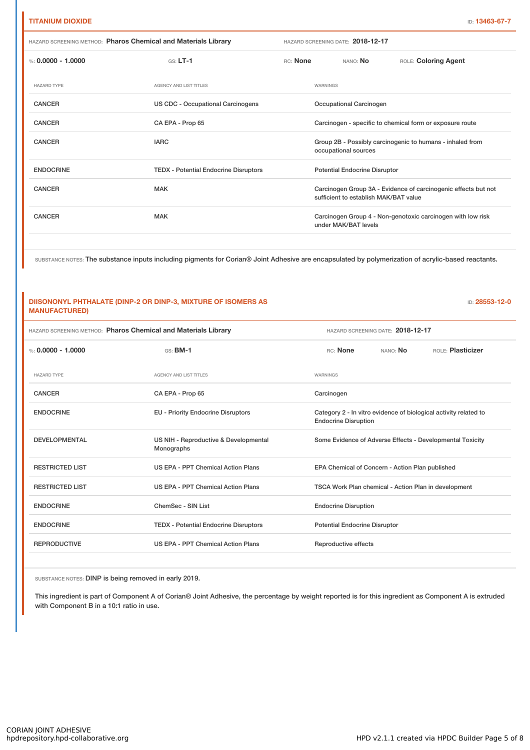## TITANIUM DIOXIDE

ID: 13463-67-7

HAZARD SCREENING METHOD: **Pharos Chemical and Materials Library** HAZARD SCREENING DATE: **2018-12-17**

%: **0.0000 - 1.0000** GS: **LT-1** RC: **None** NANO: **No** ROLE: **Coloring Agent**

| HAZARD TYPE | AGENCY AND LIST TITLES | WARNINGS |
|---|---|---|
| CANCER | US CDC - Occupational Carcinogens | Occupational Carcinogen |
| CANCER | CA EPA - Prop 65 | Carcinogen - specific to chemical form or exposure route |
| CANCER | IARC | Group 2B - Possibly carcinogenic to humans - inhaled from occupational sources |
| ENDOCRINE | TEDX - Potential Endocrine Disruptors | Potential Endocrine Disruptor |
| CANCER | MAK | Carcinogen Group 3A - Evidence of carcinogenic effects but not sufficient to establish MAK/BAT value |
| CANCER | MAK | Carcinogen Group 4 - Non-genotoxic carcinogen with low risk under MAK/BAT levels |

SUBSTANCE NOTES: The substance inputs including pigments for Corian® Joint Adhesive are encapsulated by polymerization of acrylic-based reactants.

## DIISONONYL PHTHALATE (DINP-2 OR DINP-3, MIXTURE OF ISOMERS AS MANUFACTURED)

ID: 28553-12-0

HAZARD SCREENING METHOD: **Pharos Chemical and Materials Library** HAZARD SCREENING DATE: **2018-12-17**

%: **0.0000 - 1.0000** GS: **BM-1** RC: **None** NANO: **No** ROLE: **Plasticizer**

| HAZARD TYPE | AGENCY AND LIST TITLES | WARNINGS |
|---|---|---|
| CANCER | CA EPA - Prop 65 | Carcinogen |
| ENDOCRINE | EU - Priority Endocrine Disruptors | Category 2 - In vitro evidence of biological activity related to Endocrine Disruption |
| DEVELOPMENTAL | US NIH - Reproductive & Developmental Monographs | Some Evidence of Adverse Effects - Developmental Toxicity |
| RESTRICTED LIST | US EPA - PPT Chemical Action Plans | EPA Chemical of Concern - Action Plan published |
| RESTRICTED LIST | US EPA - PPT Chemical Action Plans | TSCA Work Plan chemical - Action Plan in development |
| ENDOCRINE | ChemSec - SIN List | Endocrine Disruption |
| ENDOCRINE | TEDX - Potential Endocrine Disruptors | Potential Endocrine Disruptor |
| REPRODUCTIVE | US EPA - PPT Chemical Action Plans | Reproductive effects |

SUBSTANCE NOTES: DINP is being removed in early 2019.

This ingredient is part of Component A of Corian® Joint Adhesive, the percentage by weight reported is for this ingredient as Component A is extruded with Component B in a 10:1 ratio in use.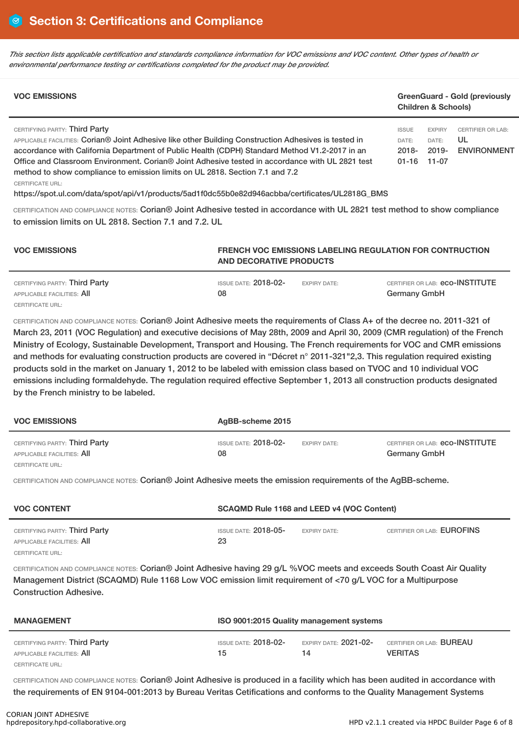## Section 3: Certifications and Compliance

*This section lists applicable certification and standards compliance information for VOC emissions and VOC content. Other types of health or environmental performance testing or certifications completed for the product may be provided.*

**VOC EMISSIONS** — **GreenGuard - Gold (previously Children & Schools)**

CERTIFYING PARTY: Third Party
APPLICABLE FACILITIES: Corian® Joint Adhesive like other Building Construction Adhesives is tested in accordance with California Department of Public Health (CDPH) Standard Method V1.2-2017 in an Office and Classroom Environment. Corian® Joint Adhesive tested in accordance with UL 2821 test method to show compliance to emission limits on UL 2818. Section 7.1 and 7.2
CERTIFICATE URL: https://spot.ul.com/data/spot/api/v1/products/5ad1f0dc55b0e82d946acbba/certificates/UL2818G_BMS

ISSUE DATE: 2018-01-16
EXPIRY DATE: 2019-11-07
CERTIFIER OR LAB: UL ENVIRONMENT

CERTIFICATION AND COMPLIANCE NOTES: Corian® Joint Adhesive tested in accordance with UL 2821 test method to show compliance to emission limits on UL 2818. Section 7.1 and 7.2. UL

**VOC EMISSIONS** — **FRENCH VOC EMISSIONS LABELING REGULATION FOR CONTRUCTION AND DECORATIVE PRODUCTS**

CERTIFYING PARTY: Third Party
APPLICABLE FACILITIES: All
CERTIFICATE URL:
ISSUE DATE: 2018-02-08
EXPIRY DATE:
CERTIFIER OR LAB: eco-INSTITUTE Germany GmbH

CERTIFICATION AND COMPLIANCE NOTES: Corian® Joint Adhesive meets the requirements of Class A+ of the decree no. 2011-321 of March 23, 2011 (VOC Regulation) and executive decisions of May 28th, 2009 and April 30, 2009 (CMR regulation) of the French Ministry of Ecology, Sustainable Development, Transport and Housing. The French requirements for VOC and CMR emissions and methods for evaluating construction products are covered in “Décret n° 2011-321"2,3. This regulation required existing products sold in the market on January 1, 2012 to be labeled with emission class based on TVOC and 10 individual VOC emissions including formaldehyde. The regulation required effective September 1, 2013 all construction products designated by the French ministry to be labeled.

**VOC EMISSIONS** — **AgBB-scheme 2015**

CERTIFYING PARTY: Third Party
APPLICABLE FACILITIES: All
CERTIFICATE URL:
ISSUE DATE: 2018-02-08
EXPIRY DATE:
CERTIFIER OR LAB: eco-INSTITUTE Germany GmbH

CERTIFICATION AND COMPLIANCE NOTES: Corian® Joint Adhesive meets the emission requirements of the AgBB-scheme.

**VOC CONTENT** — **SCAQMD Rule 1168 and LEED v4 (VOC Content)**

CERTIFYING PARTY: Third Party
APPLICABLE FACILITIES: All
CERTIFICATE URL:
ISSUE DATE: 2018-05-23
EXPIRY DATE:
CERTIFIER OR LAB: EUROFINS

CERTIFICATION AND COMPLIANCE NOTES: Corian® Joint Adhesive having 29 g/L %VOC meets and exceeds South Coast Air Quality Management District (SCAQMD) Rule 1168 Low VOC emission limit requirement of <70 g/L VOC for a Multipurpose Construction Adhesive.

**MANAGEMENT** — **ISO 9001:2015 Quality management systems**

CERTIFYING PARTY: Third Party
APPLICABLE FACILITIES: All
CERTIFICATE URL:
ISSUE DATE: 2018-02-15
EXPIRY DATE: 2021-02-14
CERTIFIER OR LAB: BUREAU VERITAS

CERTIFICATION AND COMPLIANCE NOTES: Corian® Joint Adhesive is produced in a facility which has been audited in accordance with the requirements of EN 9104-001:2013 by Bureau Veritas Cetifications and conforms to the Quality Management Systems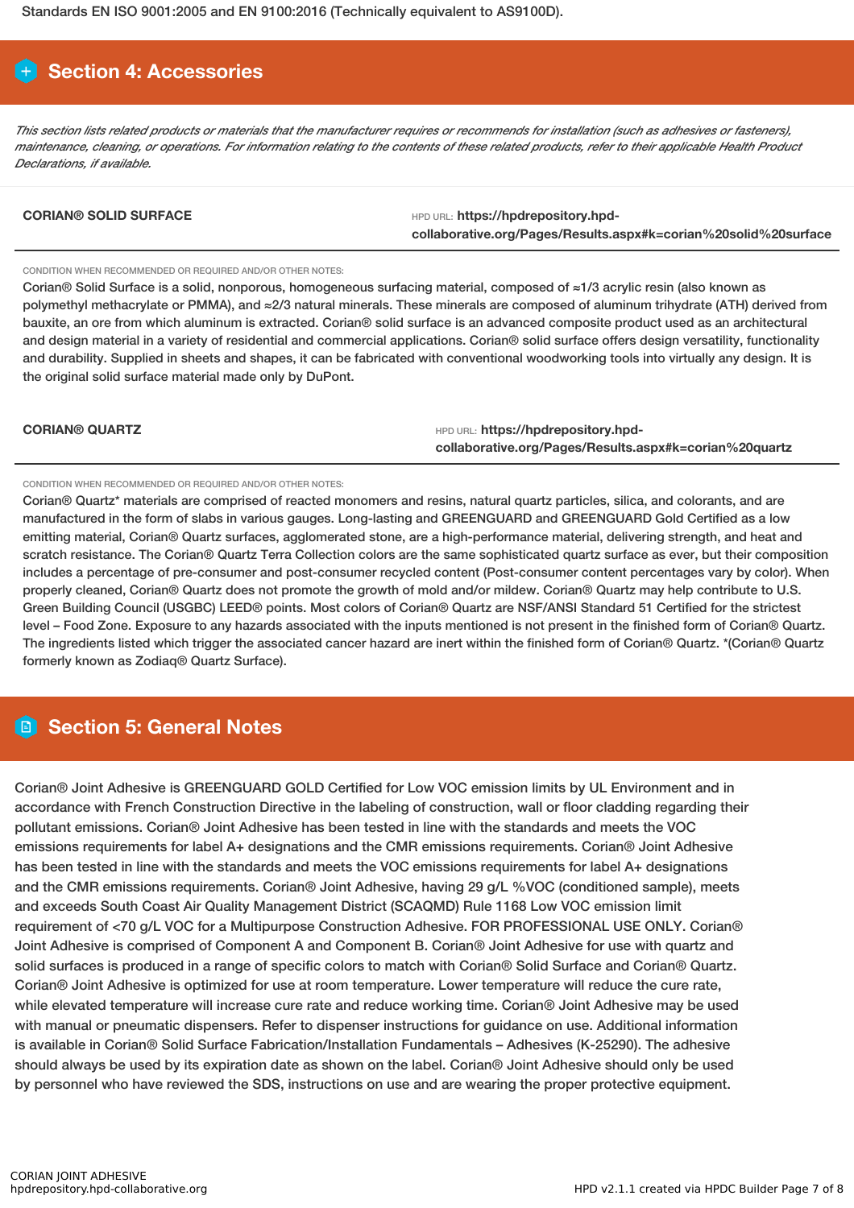Standards EN ISO 9001:2005 and EN 9100:2016 (Technically equivalent to AS9100D).

## Section 4: Accessories

*This section lists related products or materials that the manufacturer requires or recommends for installation (such as adhesives or fasteners), maintenance, cleaning, or operations. For information relating to the contents of these related products, refer to their applicable Health Product Declarations, if available.*

**CORIAN® SOLID SURFACE**

HPD URL: **https://hpdrepository.hpd-collaborative.org/Pages/Results.aspx#k=corian%20solid%20surface**

CONDITION WHEN RECOMMENDED OR REQUIRED AND/OR OTHER NOTES:

Corian® Solid Surface is a solid, nonporous, homogeneous surfacing material, composed of ≈1/3 acrylic resin (also known as polymethyl methacrylate or PMMA), and ≈2/3 natural minerals. These minerals are composed of aluminum trihydrate (ATH) derived from bauxite, an ore from which aluminum is extracted. Corian® solid surface is an advanced composite product used as an architectural and design material in a variety of residential and commercial applications. Corian® solid surface offers design versatility, functionality and durability. Supplied in sheets and shapes, it can be fabricated with conventional woodworking tools into virtually any design. It is the original solid surface material made only by DuPont.

**CORIAN® QUARTZ**

HPD URL: **https://hpdrepository.hpd-collaborative.org/Pages/Results.aspx#k=corian%20quartz**

CONDITION WHEN RECOMMENDED OR REQUIRED AND/OR OTHER NOTES:

Corian® Quartz* materials are comprised of reacted monomers and resins, natural quartz particles, silica, and colorants, and are manufactured in the form of slabs in various gauges. Long-lasting and GREENGUARD and GREENGUARD Gold Certified as a low emitting material, Corian® Quartz surfaces, agglomerated stone, are a high-performance material, delivering strength, and heat and scratch resistance. The Corian® Quartz Terra Collection colors are the same sophisticated quartz surface as ever, but their composition includes a percentage of pre-consumer and post-consumer recycled content (Post-consumer content percentages vary by color). When properly cleaned, Corian® Quartz does not promote the growth of mold and/or mildew. Corian® Quartz may help contribute to U.S. Green Building Council (USGBC) LEED® points. Most colors of Corian® Quartz are NSF/ANSI Standard 51 Certified for the strictest level – Food Zone. Exposure to any hazards associated with the inputs mentioned is not present in the finished form of Corian® Quartz. The ingredients listed which trigger the associated cancer hazard are inert within the finished form of Corian® Quartz. *(Corian® Quartz formerly known as Zodiaq® Quartz Surface).

## Section 5: General Notes

Corian® Joint Adhesive is GREENGUARD GOLD Certified for Low VOC emission limits by UL Environment and in accordance with French Construction Directive in the labeling of construction, wall or floor cladding regarding their pollutant emissions. Corian® Joint Adhesive has been tested in line with the standards and meets the VOC emissions requirements for label A+ designations and the CMR emissions requirements. Corian® Joint Adhesive has been tested in line with the standards and meets the VOC emissions requirements for label A+ designations and the CMR emissions requirements. Corian® Joint Adhesive, having 29 g/L %VOC (conditioned sample), meets and exceeds South Coast Air Quality Management District (SCAQMD) Rule 1168 Low VOC emission limit requirement of <70 g/L VOC for a Multipurpose Construction Adhesive. FOR PROFESSIONAL USE ONLY. Corian® Joint Adhesive is comprised of Component A and Component B. Corian® Joint Adhesive for use with quartz and solid surfaces is produced in a range of specific colors to match with Corian® Solid Surface and Corian® Quartz. Corian® Joint Adhesive is optimized for use at room temperature. Lower temperature will reduce the cure rate, while elevated temperature will increase cure rate and reduce working time. Corian® Joint Adhesive may be used with manual or pneumatic dispensers. Refer to dispenser instructions for guidance on use. Additional information is available in Corian® Solid Surface Fabrication/Installation Fundamentals – Adhesives (K-25290). The adhesive should always be used by its expiration date as shown on the label. Corian® Joint Adhesive should only be used by personnel who have reviewed the SDS, instructions on use and are wearing the proper protective equipment.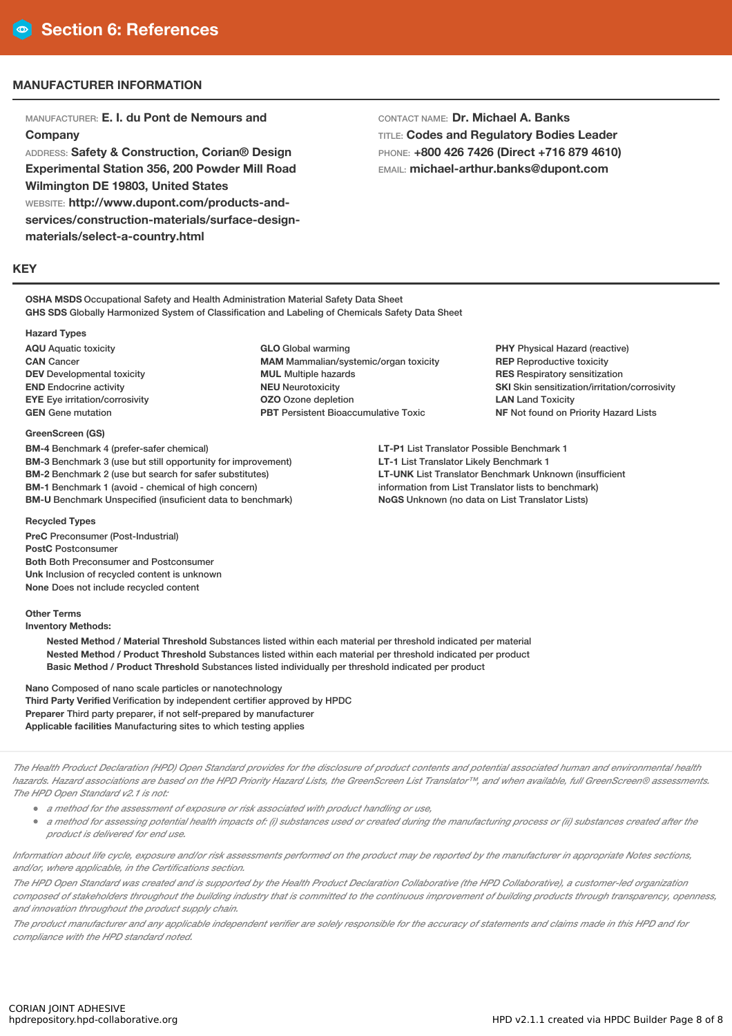# Section 6: References

## MANUFACTURER INFORMATION

MANUFACTURER: **E. I. du Pont de Nemours and Company**
ADDRESS: **Safety & Construction, Corian® Design Experimental Station 356, 200 Powder Mill Road Wilmington DE 19803, United States**
WEBSITE: **http://www.dupont.com/products-and-services/construction-materials/surface-design-materials/select-a-country.html**

CONTACT NAME: **Dr. Michael A. Banks**
TITLE: **Codes and Regulatory Bodies Leader**
PHONE: **+800 426 7426 (Direct +716 879 4610)**
EMAIL: **michael-arthur.banks@dupont.com**

## KEY

**OSHA MSDS** Occupational Safety and Health Administration Material Safety Data Sheet
**GHS SDS** Globally Harmonized System of Classification and Labeling of Chemicals Safety Data Sheet

**Hazard Types**

**AQU** Aquatic toxicity
**CAN** Cancer
**DEV** Developmental toxicity
**END** Endocrine activity
**EYE** Eye irritation/corrosivity
**GEN** Gene mutation
**GLO** Global warming
**MAM** Mammalian/systemic/organ toxicity
**MUL** Multiple hazards
**NEU** Neurotoxicity
**OZO** Ozone depletion
**PBT** Persistent Bioaccumulative Toxic
**PHY** Physical Hazard (reactive)
**REP** Reproductive toxicity
**RES** Respiratory sensitization
**SKI** Skin sensitization/irritation/corrosivity
**LAN** Land Toxicity
**NF** Not found on Priority Hazard Lists

**GreenScreen (GS)**

**BM-4** Benchmark 4 (prefer-safer chemical)
**BM-3** Benchmark 3 (use but still opportunity for improvement)
**BM-2** Benchmark 2 (use but search for safer substitutes)
**BM-1** Benchmark 1 (avoid - chemical of high concern)
**BM-U** Benchmark Unspecified (insuficient data to benchmark)
**LT-P1** List Translator Possible Benchmark 1
**LT-1** List Translator Likely Benchmark 1
**LT-UNK** List Translator Benchmark Unknown (insufficient information from List Translator lists to benchmark)
**NoGS** Unknown (no data on List Translator Lists)

**Recycled Types**

**PreC** Preconsumer (Post-Industrial)
**PostC** Postconsumer
**Both** Both Preconsumer and Postconsumer
**Unk** Inclusion of recycled content is unknown
**None** Does not include recycled content

**Other Terms**
**Inventory Methods:**

**Nested Method / Material Threshold** Substances listed within each material per threshold indicated per material
**Nested Method / Product Threshold** Substances listed within each material per threshold indicated per product
**Basic Method / Product Threshold** Substances listed individually per threshold indicated per product

**Nano** Composed of nano scale particles or nanotechnology
**Third Party Verified** Verification by independent certifier approved by HPDC
**Preparer** Third party preparer, if not self-prepared by manufacturer
**Applicable facilities** Manufacturing sites to which testing applies

*The Health Product Declaration (HPD) Open Standard provides for the disclosure of product contents and potential associated human and environmental health hazards. Hazard associations are based on the HPD Priority Hazard Lists, the GreenScreen List Translator™, and when available, full GreenScreen® assessments. The HPD Open Standard v2.1 is not:*

- *a method for the assessment of exposure or risk associated with product handling or use,*
- *a method for assessing potential health impacts of: (i) substances used or created during the manufacturing process or (ii) substances created after the product is delivered for end use.*

*Information about life cycle, exposure and/or risk assessments performed on the product may be reported by the manufacturer in appropriate Notes sections, and/or, where applicable, in the Certifications section.*

*The HPD Open Standard was created and is supported by the Health Product Declaration Collaborative (the HPD Collaborative), a customer-led organization composed of stakeholders throughout the building industry that is committed to the continuous improvement of building products through transparency, openness, and innovation throughout the product supply chain.*

*The product manufacturer and any applicable independent verifier are solely responsible for the accuracy of statements and claims made in this HPD and for compliance with the HPD standard noted.*